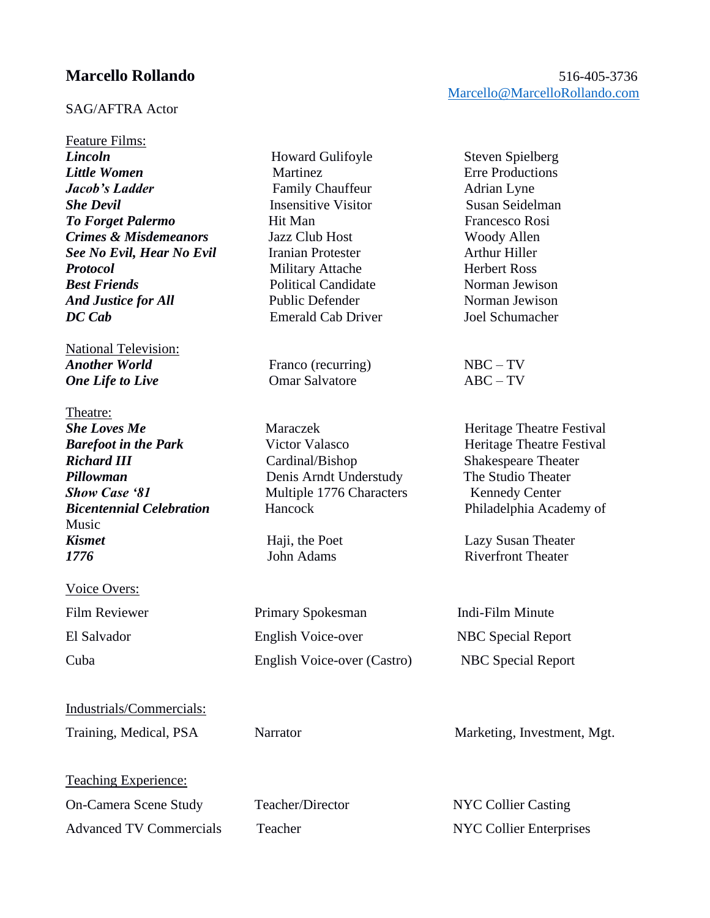**Marcello Rollando**

516-405-3736
Marcello@MarcelloRollando.com

SAG/AFTRA Actor

Feature Films:

| | | |
|---|---|---|
| ***Lincoln*** | Howard Gulifoyle | Steven Spielberg |
| ***Little Women*** | Martinez | Erre Productions |
| ***Jacob's Ladder*** | Family Chauffeur | Adrian Lyne |
| ***She Devil*** | Insensitive Visitor | Susan Seidelman |
| ***To Forget Palermo*** | Hit Man | Francesco Rosi |
| ***Crimes & Misdemeanors*** | Jazz Club Host | Woody Allen |
| ***See No Evil, Hear No Evil*** | Iranian Protester | Arthur Hiller |
| ***Protocol*** | Military Attache | Herbert Ross |
| ***Best Friends*** | Political Candidate | Norman Jewison |
| ***And Justice for All*** | Public Defender | Norman Jewison |
| ***DC Cab*** | Emerald Cab Driver | Joel Schumacher |

National Television:

| | | |
|---|---|---|
| ***Another World*** | Franco (recurring) | NBC – TV |
| ***One Life to Live*** | Omar Salvatore | ABC – TV |

Theatre:

| | | |
|---|---|---|
| ***She Loves Me*** | Maraczek | Heritage Theatre Festival |
| ***Barefoot in the Park*** | Victor Valasco | Heritage Theatre Festival |
| ***Richard III*** | Cardinal/Bishop | Shakespeare Theater |
| ***Pillowman*** | Denis Arndt Understudy | The Studio Theater |
| ***Show Case '81*** | Multiple 1776 Characters | Kennedy Center |
| ***Bicentennial Celebration*** | Hancock | Philadelphia Academy of Music |
| ***Kismet*** | Haji, the Poet | Lazy Susan Theater |
| ***1776*** | John Adams | Riverfront Theater |

Voice Overs:

| | | |
|---|---|---|
| Film Reviewer | Primary Spokesman | Indi-Film Minute |
| El Salvador | English Voice-over | NBC Special Report |
| Cuba | English Voice-over (Castro) | NBC Special Report |

Industrials/Commercials:

| | | |
|---|---|---|
| Training, Medical, PSA | Narrator | Marketing, Investment, Mgt. |

Teaching Experience:

| | | |
|---|---|---|
| On-Camera Scene Study | Teacher/Director | NYC Collier Casting |
| Advanced TV Commercials | Teacher | NYC Collier Enterprises |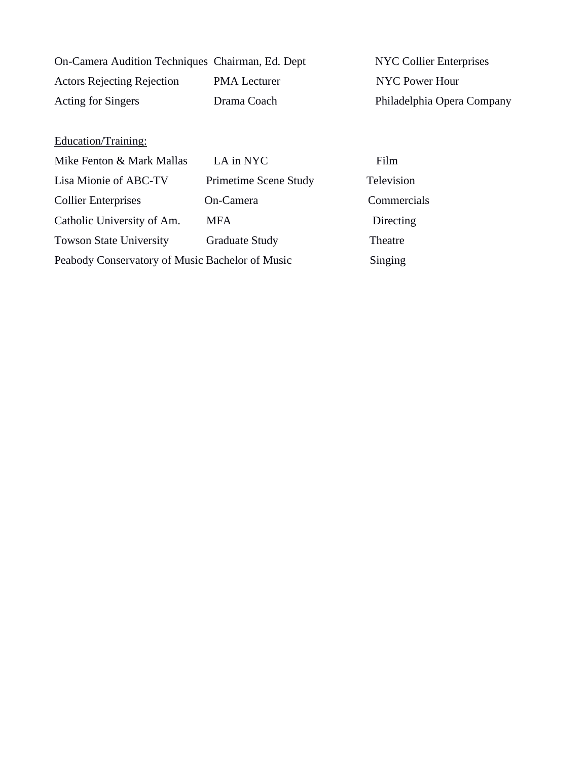| | | |
|---|---|---|
| On-Camera Audition Techniques | Chairman, Ed. Dept | NYC Collier Enterprises |
| Actors Rejecting Rejection | PMA Lecturer | NYC Power Hour |
| Acting for Singers | Drama Coach | Philadelphia Opera Company |

Education/Training:

| | | |
|---|---|---|
| Mike Fenton & Mark Mallas | LA in NYC | Film |
| Lisa Mionie of ABC-TV | Primetime Scene Study | Television |
| Collier Enterprises | On-Camera | Commercials |
| Catholic University of Am. | MFA | Directing |
| Towson State University | Graduate Study | Theatre |
| Peabody Conservatory of Music | Bachelor of Music | Singing |